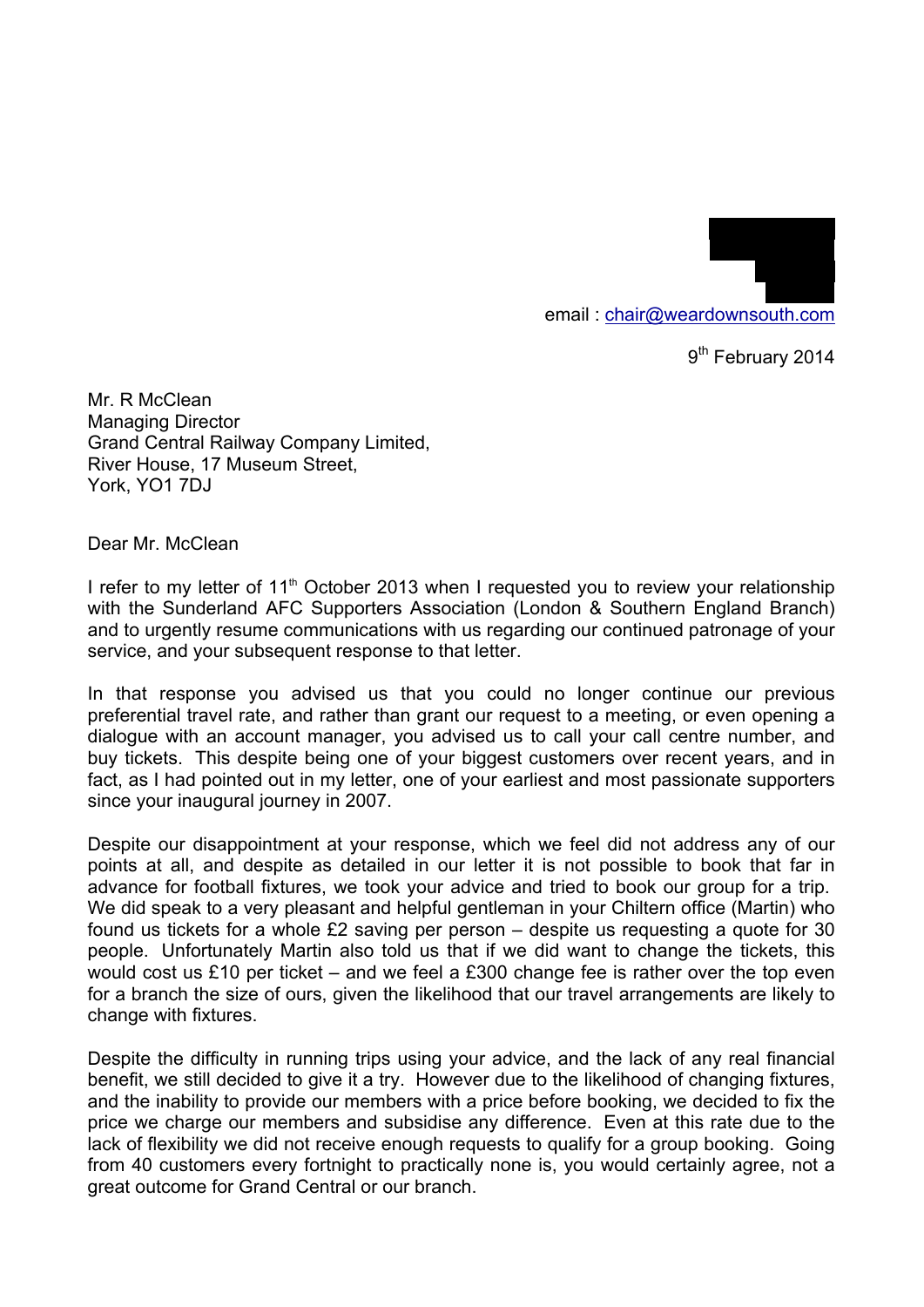email : chair@weardownsouth.com

9th February 2014

Mr. R McClean  
Managing Director  
Grand Central Railway Company Limited,  
River House, 17 Museum Street,  
York, YO1 7DJ

Dear Mr. McClean

I refer to my letter of 11th October 2013 when I requested you to review your relationship with the Sunderland AFC Supporters Association (London & Southern England Branch) and to urgently resume communications with us regarding our continued patronage of your service, and your subsequent response to that letter.

In that response you advised us that you could no longer continue our previous preferential travel rate, and rather than grant our request to a meeting, or even opening a dialogue with an account manager, you advised us to call your call centre number, and buy tickets. This despite being one of your biggest customers over recent years, and in fact, as I had pointed out in my letter, one of your earliest and most passionate supporters since your inaugural journey in 2007.

Despite our disappointment at your response, which we feel did not address any of our points at all, and despite as detailed in our letter it is not possible to book that far in advance for football fixtures, we took your advice and tried to book our group for a trip. We did speak to a very pleasant and helpful gentleman in your Chiltern office (Martin) who found us tickets for a whole £2 saving per person – despite us requesting a quote for 30 people. Unfortunately Martin also told us that if we did want to change the tickets, this would cost us £10 per ticket – and we feel a £300 change fee is rather over the top even for a branch the size of ours, given the likelihood that our travel arrangements are likely to change with fixtures.

Despite the difficulty in running trips using your advice, and the lack of any real financial benefit, we still decided to give it a try. However due to the likelihood of changing fixtures, and the inability to provide our members with a price before booking, we decided to fix the price we charge our members and subsidise any difference. Even at this rate due to the lack of flexibility we did not receive enough requests to qualify for a group booking. Going from 40 customers every fortnight to practically none is, you would certainly agree, not a great outcome for Grand Central or our branch.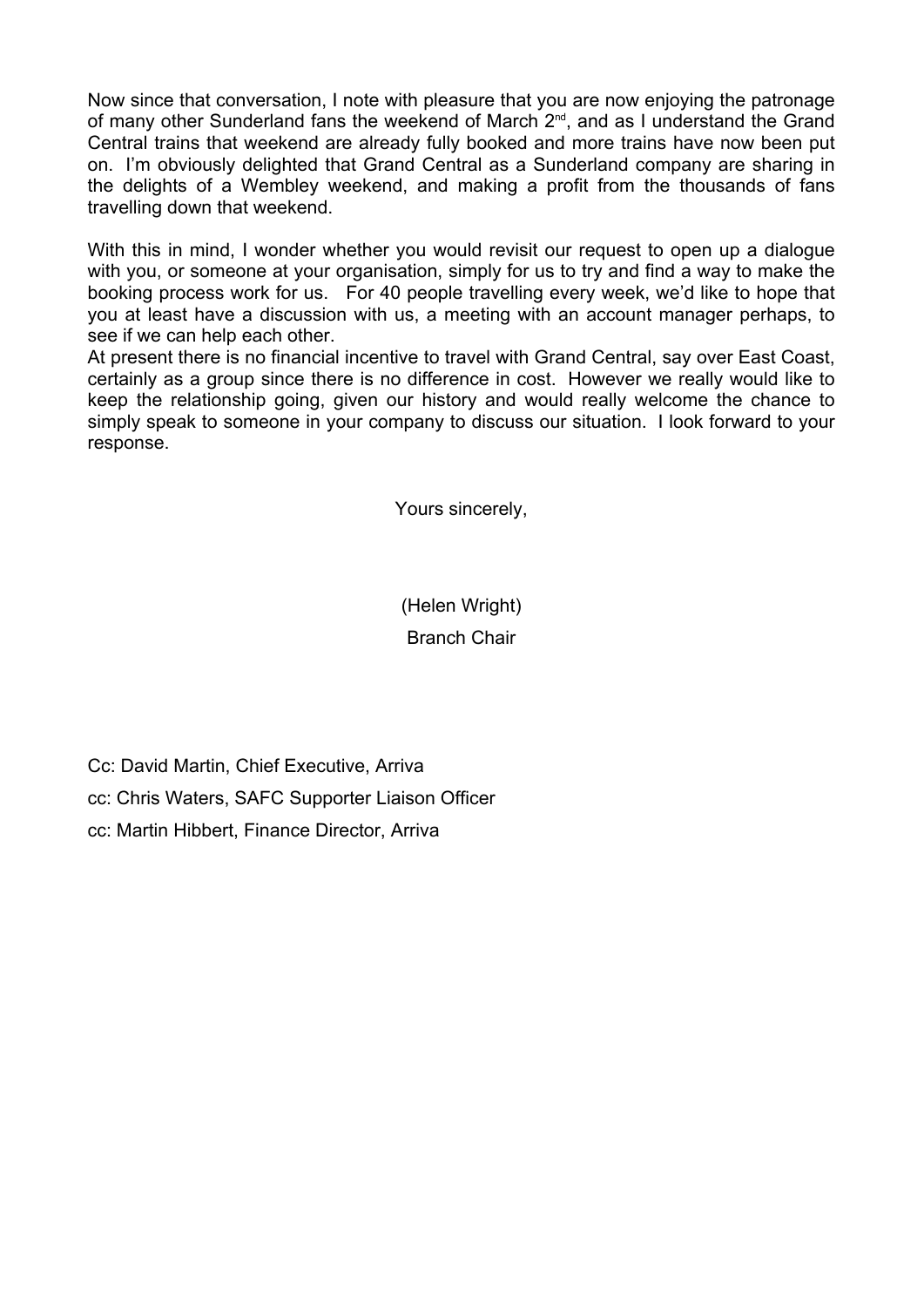Now since that conversation, I note with pleasure that you are now enjoying the patronage of many other Sunderland fans the weekend of March 2nd, and as I understand the Grand Central trains that weekend are already fully booked and more trains have now been put on. I'm obviously delighted that Grand Central as a Sunderland company are sharing in the delights of a Wembley weekend, and making a profit from the thousands of fans travelling down that weekend.

With this in mind, I wonder whether you would revisit our request to open up a dialogue with you, or someone at your organisation, simply for us to try and find a way to make the booking process work for us. For 40 people travelling every week, we'd like to hope that you at least have a discussion with us, a meeting with an account manager perhaps, to see if we can help each other.

At present there is no financial incentive to travel with Grand Central, say over East Coast, certainly as a group since there is no difference in cost. However we really would like to keep the relationship going, given our history and would really welcome the chance to simply speak to someone in your company to discuss our situation. I look forward to your response.

Yours sincerely,

(Helen Wright)

Branch Chair

Cc: David Martin, Chief Executive, Arriva

cc: Chris Waters, SAFC Supporter Liaison Officer

cc: Martin Hibbert, Finance Director, Arriva